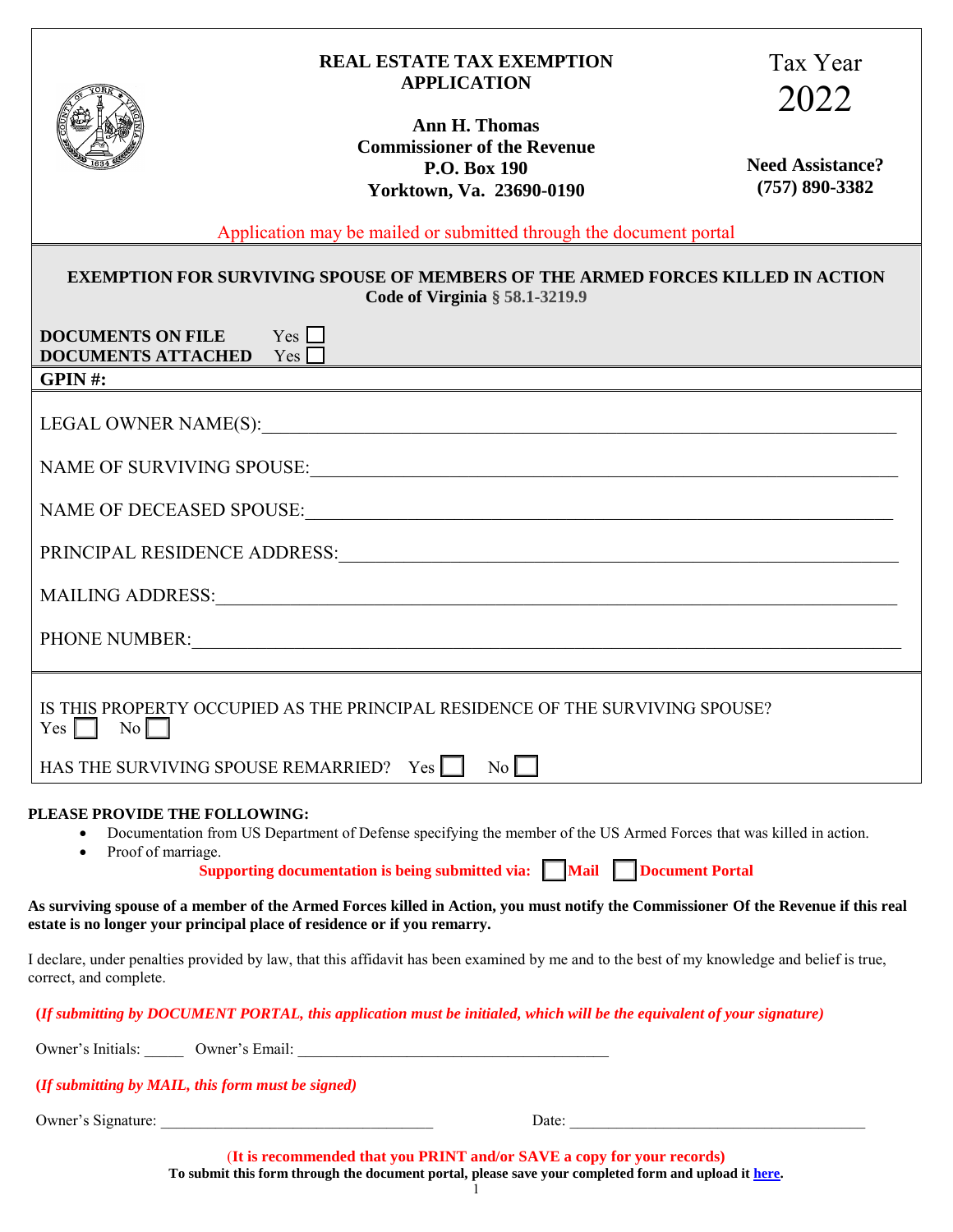# REAL ESTATE TAX EXEMPTION APPLICATION

**Tax Year 2022**

**Ann H. Thomas**
**Commissioner of the Revenue**
**P.O. Box 190**
**Yorktown, Va. 23690-0190**

**Need Assistance?**
**(757) 890-3382**

Application may be mailed or submitted through the document portal

## EXEMPTION FOR SURVIVING SPOUSE OF MEMBERS OF THE ARMED FORCES KILLED IN ACTION

**Code of Virginia § 58.1-3219.9**

**DOCUMENTS ON FILE** Yes ☐
**DOCUMENTS ATTACHED** Yes ☐

**GPIN #:**

LEGAL OWNER NAME(S): ____________________

NAME OF SURVIVING SPOUSE: ____________________

NAME OF DECEASED SPOUSE: ____________________

PRINCIPAL RESIDENCE ADDRESS: ____________________

MAILING ADDRESS: ____________________

PHONE NUMBER: ____________________

IS THIS PROPERTY OCCUPIED AS THE PRINCIPAL RESIDENCE OF THE SURVIVING SPOUSE?
Yes ☐ No ☐

HAS THE SURVIVING SPOUSE REMARRIED? Yes ☐ No ☐

**PLEASE PROVIDE THE FOLLOWING:**

- Documentation from US Department of Defense specifying the member of the US Armed Forces that was killed in action.
- Proof of marriage.

**Supporting documentation is being submitted via: ☐ Mail ☐ Document Portal**

**As surviving spouse of a member of the Armed Forces killed in Action, you must notify the Commissioner Of the Revenue if this real estate is no longer your principal place of residence or if you remarry.**

I declare, under penalties provided by law, that this affidavit has been examined by me and to the best of my knowledge and belief is true, correct, and complete.

***(If submitting by DOCUMENT PORTAL, this application must be initialed, which will be the equivalent of your signature)***

Owner's Initials: _____ Owner's Email: ____________________

***(If submitting by MAIL, this form must be signed)***

Owner's Signature: ____________________ Date: ____________________

**(It is recommended that you PRINT and/or SAVE a copy for your records)**
**To submit this form through the document portal, please save your completed form and upload it here.**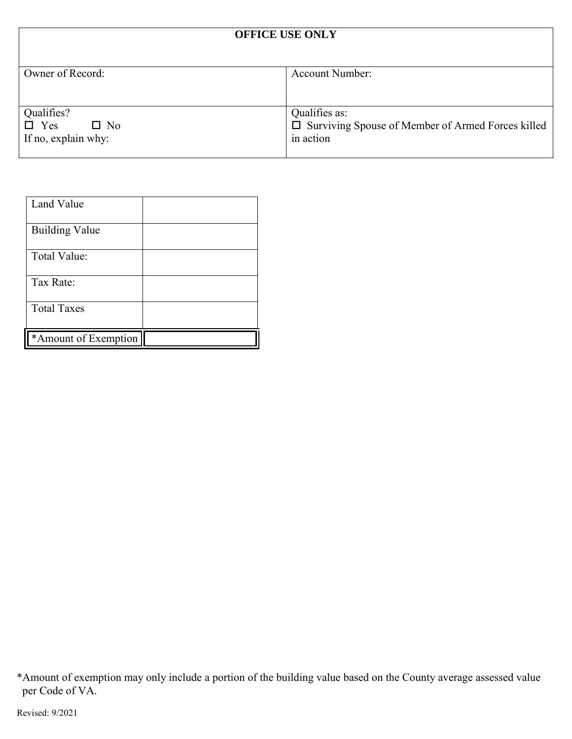| OFFICE USE ONLY | |
|---|---|
| Owner of Record: | Account Number: |
| Qualifies?<br>☐ Yes ☐ No<br>If no, explain why: | Qualifies as:<br>☐ Surviving Spouse of Member of Armed Forces killed in action |

| | |
|---|---|
| Land Value | |
| Building Value | |
| Total Value: | |
| Tax Rate: | |
| Total Taxes | |
| *Amount of Exemption | |

*Amount of exemption may only include a portion of the building value based on the County average assessed value per Code of VA.

Revised: 9/2021